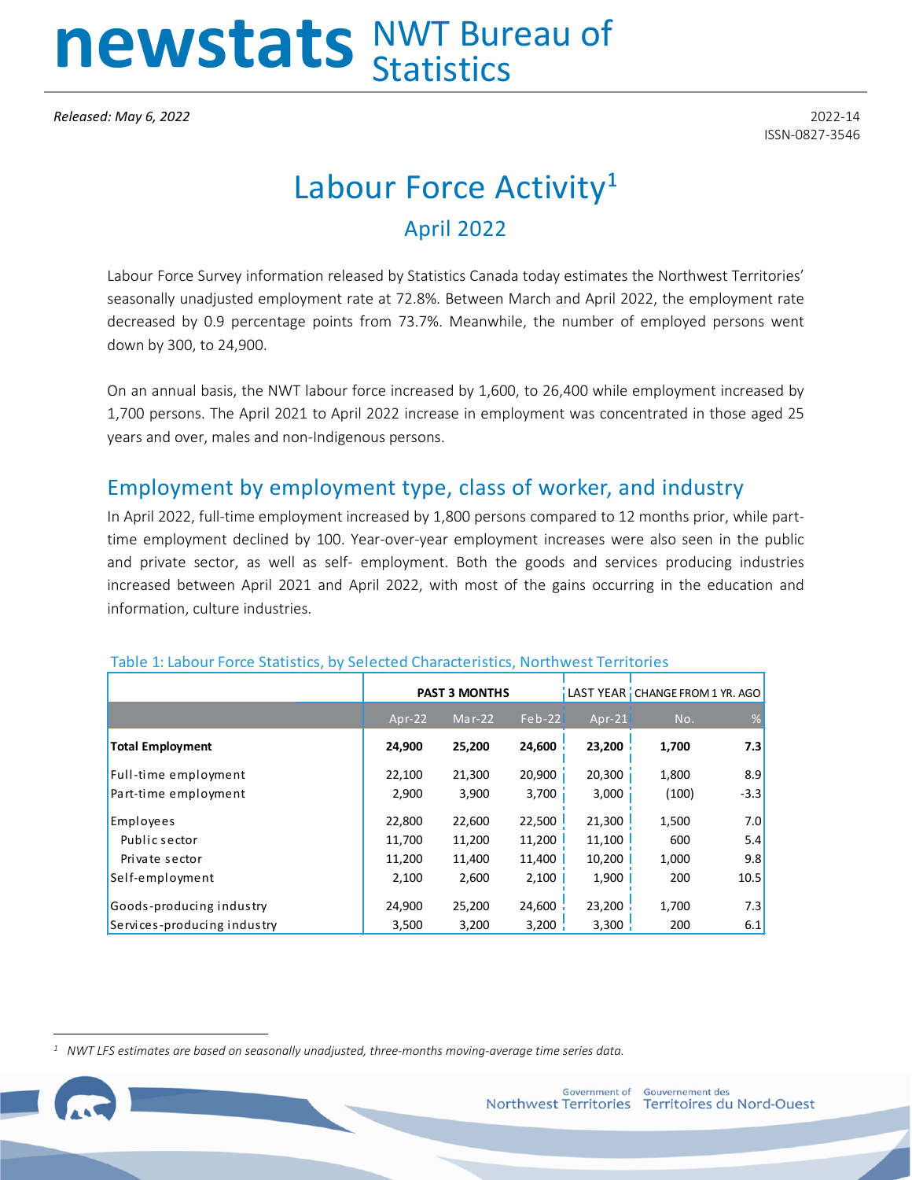# newstats NWT Bureau of Statistics

*Released: May 6, 2022*

2022-14
ISSN-0827-3546

# Labour Force Activity[1]

## April 2022

Labour Force Survey information released by Statistics Canada today estimates the Northwest Territories' seasonally unadjusted employment rate at 72.8%. Between March and April 2022, the employment rate decreased by 0.9 percentage points from 73.7%. Meanwhile, the number of employed persons went down by 300, to 24,900.

On an annual basis, the NWT labour force increased by 1,600, to 26,400 while employment increased by 1,700 persons. The April 2021 to April 2022 increase in employment was concentrated in those aged 25 years and over, males and non-Indigenous persons.

## Employment by employment type, class of worker, and industry

In April 2022, full-time employment increased by 1,800 persons compared to 12 months prior, while part-time employment declined by 100. Year-over-year employment increases were also seen in the public and private sector, as well as self- employment. Both the goods and services producing industries increased between April 2021 and April 2022, with most of the gains occurring in the education and information, culture industries.

Table 1: Labour Force Statistics, by Selected Characteristics, Northwest Territories

| | PAST 3 MONTHS | | | LAST YEAR | CHANGE FROM 1 YR. AGO | |
|---|---|---|---|---|---|---|
| | Apr-22 | Mar-22 | Feb-22 | Apr-21 | No. | % |
| **Total Employment** | **24,900** | **25,200** | **24,600** | **23,200** | **1,700** | **7.3** |
| Full-time employment | 22,100 | 21,300 | 20,900 | 20,300 | 1,800 | 8.9 |
| Part-time employment | 2,900 | 3,900 | 3,700 | 3,000 | (100) | -3.3 |
| Employees | 22,800 | 22,600 | 22,500 | 21,300 | 1,500 | 7.0 |
| Public sector | 11,700 | 11,200 | 11,200 | 11,100 | 600 | 5.4 |
| Private sector | 11,200 | 11,400 | 11,400 | 10,200 | 1,000 | 9.8 |
| Self-employment | 2,100 | 2,600 | 2,100 | 1,900 | 200 | 10.5 |
| Goods-producing industry | 24,900 | 25,200 | 24,600 | 23,200 | 1,700 | 7.3 |
| Services-producing industry | 3,500 | 3,200 | 3,200 | 3,300 | 200 | 6.1 |

[1] *NWT LFS estimates are based on seasonally unadjusted, three-months moving-average time series data.*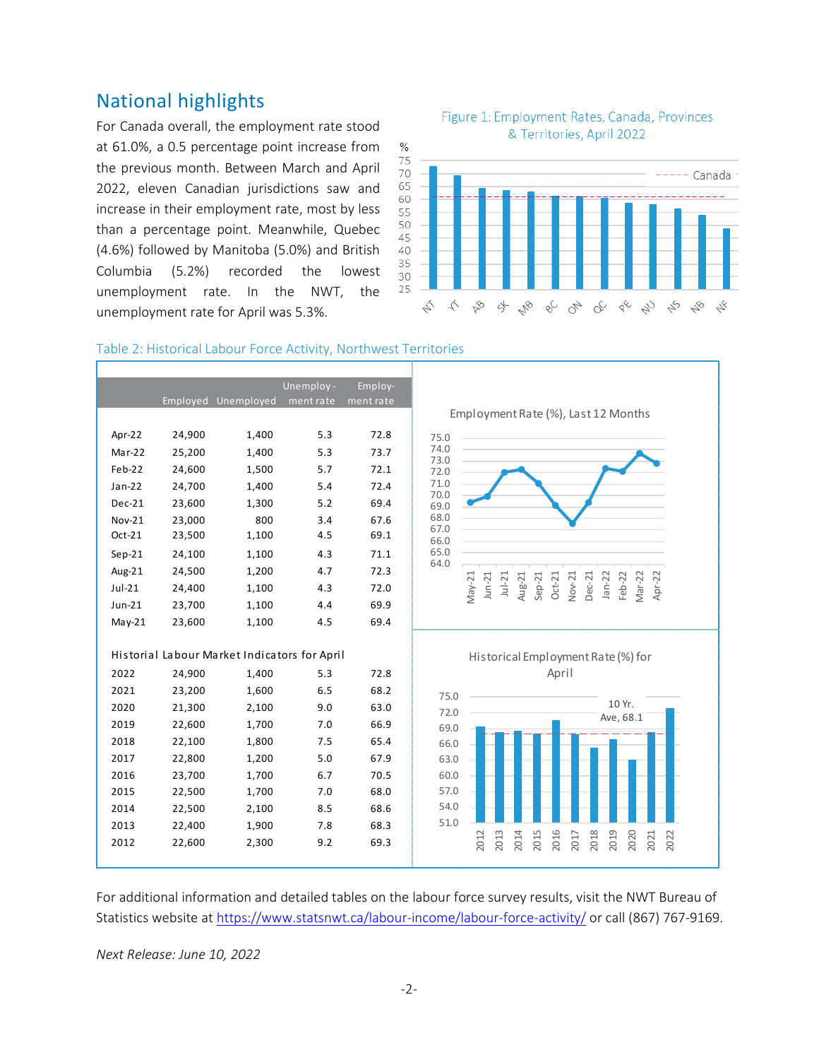## National highlights

For Canada overall, the employment rate stood at 61.0%, a 0.5 percentage point increase from the previous month. Between March and April 2022, eleven Canadian jurisdictions saw and increase in their employment rate, most by less than a percentage point. Meanwhile, Quebec (4.6%) followed by Manitoba (5.0%) and British Columbia (5.2%) recorded the lowest unemployment rate. In the NWT, the unemployment rate for April was 5.3%.

Figure 1: Employment Rates, Canada, Provinces & Territories, April 2022

%
75
70
65
60
55
50
45
40
35
30
25

Canada

NT YT AB SK MB BC ON QC PE NU NS NB NF

Table 2: Historical Labour Force Activity, Northwest Territories

| | Employed | Unemployed | Unemploy-ment rate | Employ-ment rate |
|---|---|---|---|---|
| Apr-22 | 24,900 | 1,400 | 5.3 | 72.8 |
| Mar-22 | 25,200 | 1,400 | 5.3 | 73.7 |
| Feb-22 | 24,600 | 1,500 | 5.7 | 72.1 |
| Jan-22 | 24,700 | 1,400 | 5.4 | 72.4 |
| Dec-21 | 23,600 | 1,300 | 5.2 | 69.4 |
| Nov-21 | 23,000 | 800 | 3.4 | 67.6 |
| Oct-21 | 23,500 | 1,100 | 4.5 | 69.1 |
| Sep-21 | 24,100 | 1,100 | 4.3 | 71.1 |
| Aug-21 | 24,500 | 1,200 | 4.7 | 72.3 |
| Jul-21 | 24,400 | 1,100 | 4.3 | 72.0 |
| Jun-21 | 23,700 | 1,100 | 4.4 | 69.9 |
| May-21 | 23,600 | 1,100 | 4.5 | 69.4 |
| **Historical Labour Market Indicators for April** | | | | |
| 2022 | 24,900 | 1,400 | 5.3 | 72.8 |
| 2021 | 23,200 | 1,600 | 6.5 | 68.2 |
| 2020 | 21,300 | 2,100 | 9.0 | 63.0 |
| 2019 | 22,600 | 1,700 | 7.0 | 66.9 |
| 2018 | 22,100 | 1,800 | 7.5 | 65.4 |
| 2017 | 22,800 | 1,200 | 5.0 | 67.9 |
| 2016 | 23,700 | 1,700 | 6.7 | 70.5 |
| 2015 | 22,500 | 1,700 | 7.0 | 68.0 |
| 2014 | 22,500 | 2,100 | 8.5 | 68.6 |
| 2013 | 22,400 | 1,900 | 7.8 | 68.3 |
| 2012 | 22,600 | 2,300 | 9.2 | 69.3 |

Employment Rate (%), Last 12 Months

75.0
74.0
73.0
72.0
71.0
70.0
69.0
68.0
67.0
66.0
65.0
64.0

May-21 Jun-21 Jul-21 Aug-21 Sep-21 Oct-21 Nov-21 Dec-21 Jan-22 Feb-22 Mar-22 Apr-22

Historical Employment Rate (%) for April

75.0
72.0
69.0
66.0
63.0
60.0
57.0
54.0
51.0

10 Yr. Ave, 68.1

2012 2013 2014 2015 2016 2017 2018 2019 2020 2021 2022

For additional information and detailed tables on the labour force survey results, visit the NWT Bureau of Statistics website at https://www.statsnwt.ca/labour-income/labour-force-activity/ or call (867) 767-9169.

*Next Release: June 10, 2022*